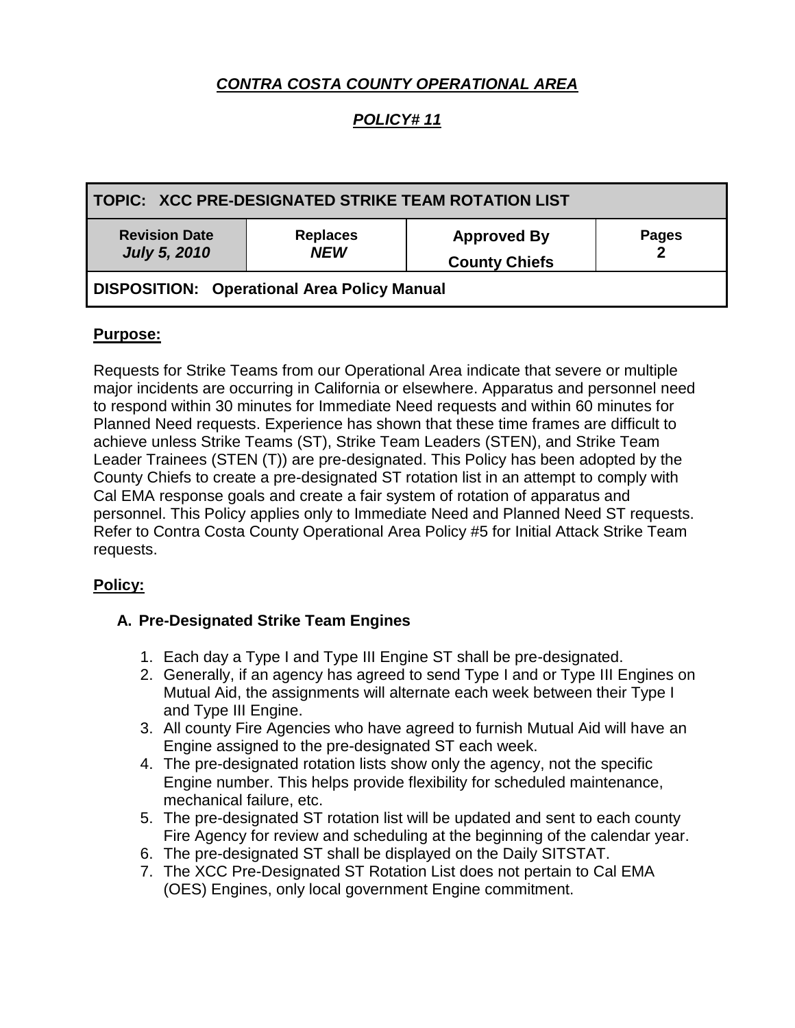***CONTRA COSTA COUNTY OPERATIONAL AREA***

***POLICY# 11***

| TOPIC: XCC PRE-DESIGNATED STRIKE TEAM ROTATION LIST | | | |
|---|---|---|---|
| **Revision Date** *July 5, 2010* | **Replaces** *NEW* | **Approved By** **County Chiefs** | **Pages** **2** |
| **DISPOSITION: Operational Area Policy Manual** | | | |

**Purpose:**

Requests for Strike Teams from our Operational Area indicate that severe or multiple major incidents are occurring in California or elsewhere. Apparatus and personnel need to respond within 30 minutes for Immediate Need requests and within 60 minutes for Planned Need requests. Experience has shown that these time frames are difficult to achieve unless Strike Teams (ST), Strike Team Leaders (STEN), and Strike Team Leader Trainees (STEN (T)) are pre-designated. This Policy has been adopted by the County Chiefs to create a pre-designated ST rotation list in an attempt to comply with Cal EMA response goals and create a fair system of rotation of apparatus and personnel. This Policy applies only to Immediate Need and Planned Need ST requests. Refer to Contra Costa County Operational Area Policy #5 for Initial Attack Strike Team requests.

**Policy:**

**A. Pre-Designated Strike Team Engines**

1. Each day a Type I and Type III Engine ST shall be pre-designated.
2. Generally, if an agency has agreed to send Type I and or Type III Engines on Mutual Aid, the assignments will alternate each week between their Type I and Type III Engine.
3. All county Fire Agencies who have agreed to furnish Mutual Aid will have an Engine assigned to the pre-designated ST each week.
4. The pre-designated rotation lists show only the agency, not the specific Engine number. This helps provide flexibility for scheduled maintenance, mechanical failure, etc.
5. The pre-designated ST rotation list will be updated and sent to each county Fire Agency for review and scheduling at the beginning of the calendar year.
6. The pre-designated ST shall be displayed on the Daily SITSTAT.
7. The XCC Pre-Designated ST Rotation List does not pertain to Cal EMA (OES) Engines, only local government Engine commitment.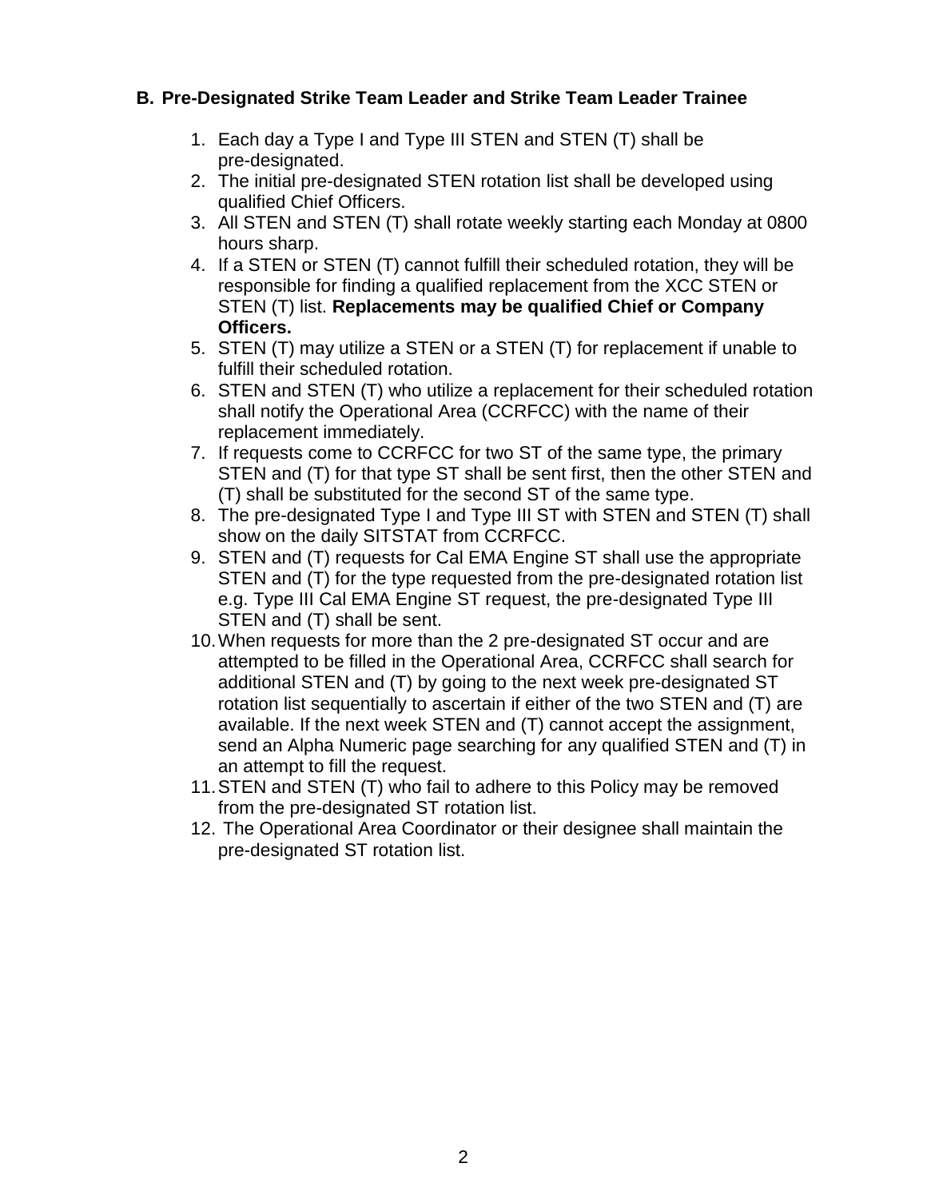### B. Pre-Designated Strike Team Leader and Strike Team Leader Trainee

1. Each day a Type I and Type III STEN and STEN (T) shall be pre-designated.
2. The initial pre-designated STEN rotation list shall be developed using qualified Chief Officers.
3. All STEN and STEN (T) shall rotate weekly starting each Monday at 0800 hours sharp.
4. If a STEN or STEN (T) cannot fulfill their scheduled rotation, they will be responsible for finding a qualified replacement from the XCC STEN or STEN (T) list. **Replacements may be qualified Chief or Company Officers.**
5. STEN (T) may utilize a STEN or a STEN (T) for replacement if unable to fulfill their scheduled rotation.
6. STEN and STEN (T) who utilize a replacement for their scheduled rotation shall notify the Operational Area (CCRFCC) with the name of their replacement immediately.
7. If requests come to CCRFCC for two ST of the same type, the primary STEN and (T) for that type ST shall be sent first, then the other STEN and (T) shall be substituted for the second ST of the same type.
8. The pre-designated Type I and Type III ST with STEN and STEN (T) shall show on the daily SITSTAT from CCRFCC.
9. STEN and (T) requests for Cal EMA Engine ST shall use the appropriate STEN and (T) for the type requested from the pre-designated rotation list e.g. Type III Cal EMA Engine ST request, the pre-designated Type III STEN and (T) shall be sent.
10. When requests for more than the 2 pre-designated ST occur and are attempted to be filled in the Operational Area, CCRFCC shall search for additional STEN and (T) by going to the next week pre-designated ST rotation list sequentially to ascertain if either of the two STEN and (T) are available. If the next week STEN and (T) cannot accept the assignment, send an Alpha Numeric page searching for any qualified STEN and (T) in an attempt to fill the request.
11. STEN and STEN (T) who fail to adhere to this Policy may be removed from the pre-designated ST rotation list.
12. The Operational Area Coordinator or their designee shall maintain the pre-designated ST rotation list.